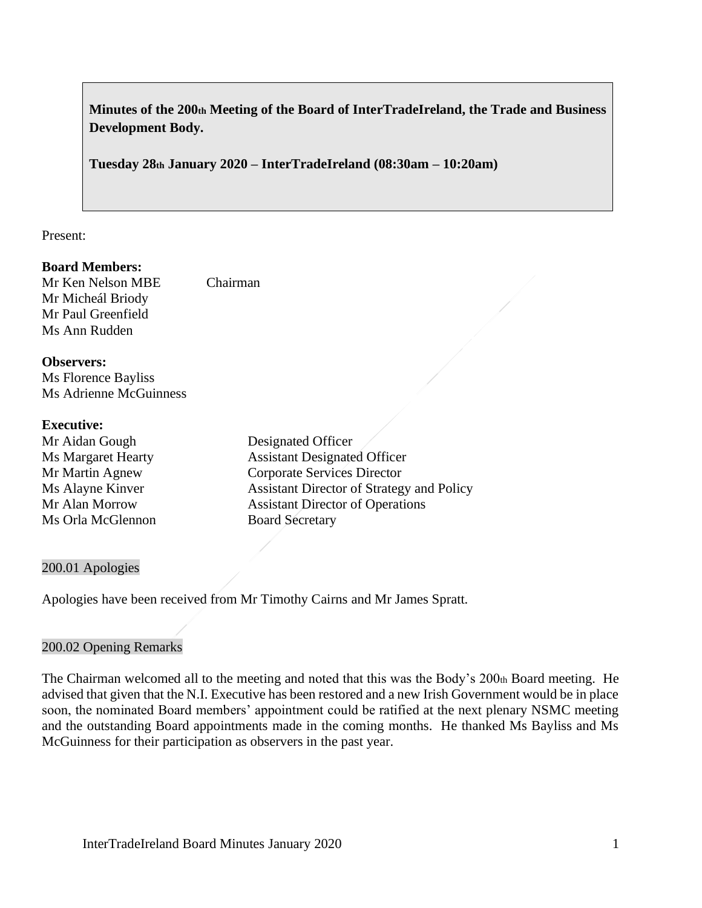**Minutes of the 200th Meeting of the Board of InterTradeIreland, the Trade and Business Development Body.**

**Tuesday 28th January 2020 – InterTradeIreland (08:30am – 10:20am)**

Present:

**Board Members:**

Mr Ken Nelson MBE Chairman
Mr Micheál Briody
Mr Paul Greenfield
Ms Ann Rudden

**Observers:**

Ms Florence Bayliss
Ms Adrienne McGuinness

**Executive:**

| | |
|---|---|
| Mr Aidan Gough | Designated Officer |
| Ms Margaret Hearty | Assistant Designated Officer |
| Mr Martin Agnew | Corporate Services Director |
| Ms Alayne Kinver | Assistant Director of Strategy and Policy |
| Mr Alan Morrow | Assistant Director of Operations |
| Ms Orla McGlennon | Board Secretary |

## 200.01 Apologies

Apologies have been received from Mr Timothy Cairns and Mr James Spratt.

## 200.02 Opening Remarks

The Chairman welcomed all to the meeting and noted that this was the Body's 200th Board meeting. He advised that given that the N.I. Executive has been restored and a new Irish Government would be in place soon, the nominated Board members' appointment could be ratified at the next plenary NSMC meeting and the outstanding Board appointments made in the coming months. He thanked Ms Bayliss and Ms McGuinness for their participation as observers in the past year.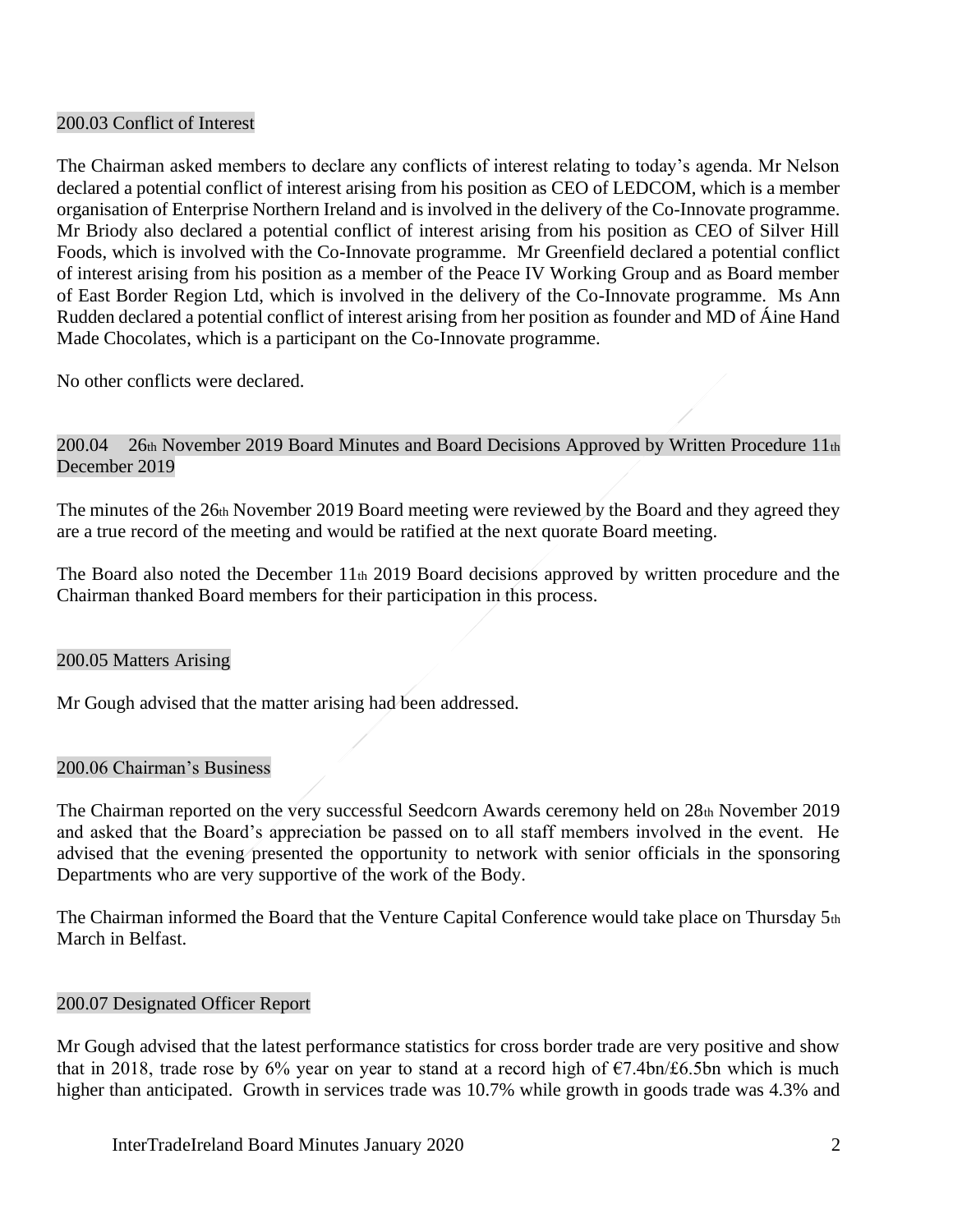## 200.03 Conflict of Interest

The Chairman asked members to declare any conflicts of interest relating to today's agenda. Mr Nelson declared a potential conflict of interest arising from his position as CEO of LEDCOM, which is a member organisation of Enterprise Northern Ireland and is involved in the delivery of the Co-Innovate programme. Mr Briody also declared a potential conflict of interest arising from his position as CEO of Silver Hill Foods, which is involved with the Co-Innovate programme. Mr Greenfield declared a potential conflict of interest arising from his position as a member of the Peace IV Working Group and as Board member of East Border Region Ltd, which is involved in the delivery of the Co-Innovate programme. Ms Ann Rudden declared a potential conflict of interest arising from her position as founder and MD of Áine Hand Made Chocolates, which is a participant on the Co-Innovate programme.

No other conflicts were declared.

## 200.04 26th November 2019 Board Minutes and Board Decisions Approved by Written Procedure 11th December 2019

The minutes of the 26th November 2019 Board meeting were reviewed by the Board and they agreed they are a true record of the meeting and would be ratified at the next quorate Board meeting.

The Board also noted the December 11th 2019 Board decisions approved by written procedure and the Chairman thanked Board members for their participation in this process.

## 200.05 Matters Arising

Mr Gough advised that the matter arising had been addressed.

## 200.06 Chairman's Business

The Chairman reported on the very successful Seedcorn Awards ceremony held on 28th November 2019 and asked that the Board's appreciation be passed on to all staff members involved in the event. He advised that the evening presented the opportunity to network with senior officials in the sponsoring Departments who are very supportive of the work of the Body.

The Chairman informed the Board that the Venture Capital Conference would take place on Thursday 5th March in Belfast.

## 200.07 Designated Officer Report

Mr Gough advised that the latest performance statistics for cross border trade are very positive and show that in 2018, trade rose by 6% year on year to stand at a record high of €7.4bn/£6.5bn which is much higher than anticipated. Growth in services trade was 10.7% while growth in goods trade was 4.3% and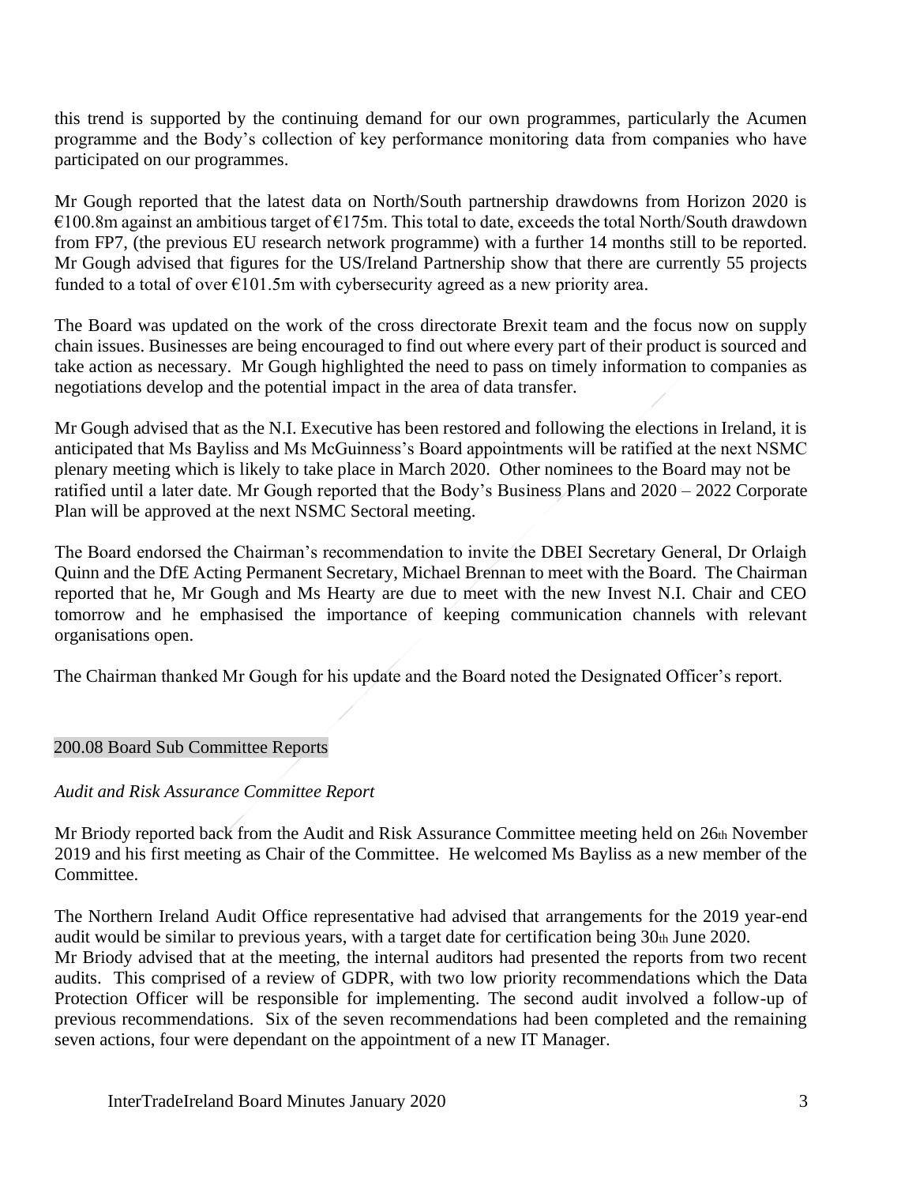this trend is supported by the continuing demand for our own programmes, particularly the Acumen programme and the Body's collection of key performance monitoring data from companies who have participated on our programmes.

Mr Gough reported that the latest data on North/South partnership drawdowns from Horizon 2020 is €100.8m against an ambitious target of €175m. This total to date, exceeds the total North/South drawdown from FP7, (the previous EU research network programme) with a further 14 months still to be reported. Mr Gough advised that figures for the US/Ireland Partnership show that there are currently 55 projects funded to a total of over €101.5m with cybersecurity agreed as a new priority area.

The Board was updated on the work of the cross directorate Brexit team and the focus now on supply chain issues. Businesses are being encouraged to find out where every part of their product is sourced and take action as necessary. Mr Gough highlighted the need to pass on timely information to companies as negotiations develop and the potential impact in the area of data transfer.

Mr Gough advised that as the N.I. Executive has been restored and following the elections in Ireland, it is anticipated that Ms Bayliss and Ms McGuinness's Board appointments will be ratified at the next NSMC plenary meeting which is likely to take place in March 2020. Other nominees to the Board may not be ratified until a later date. Mr Gough reported that the Body's Business Plans and 2020 – 2022 Corporate Plan will be approved at the next NSMC Sectoral meeting.

The Board endorsed the Chairman's recommendation to invite the DBEI Secretary General, Dr Orlaigh Quinn and the DfE Acting Permanent Secretary, Michael Brennan to meet with the Board. The Chairman reported that he, Mr Gough and Ms Hearty are due to meet with the new Invest N.I. Chair and CEO tomorrow and he emphasised the importance of keeping communication channels with relevant organisations open.

The Chairman thanked Mr Gough for his update and the Board noted the Designated Officer's report.

## 200.08 Board Sub Committee Reports

*Audit and Risk Assurance Committee Report*

Mr Briody reported back from the Audit and Risk Assurance Committee meeting held on 26th November 2019 and his first meeting as Chair of the Committee. He welcomed Ms Bayliss as a new member of the Committee.

The Northern Ireland Audit Office representative had advised that arrangements for the 2019 year-end audit would be similar to previous years, with a target date for certification being 30th June 2020.
Mr Briody advised that at the meeting, the internal auditors had presented the reports from two recent audits. This comprised of a review of GDPR, with two low priority recommendations which the Data Protection Officer will be responsible for implementing. The second audit involved a follow-up of previous recommendations. Six of the seven recommendations had been completed and the remaining seven actions, four were dependant on the appointment of a new IT Manager.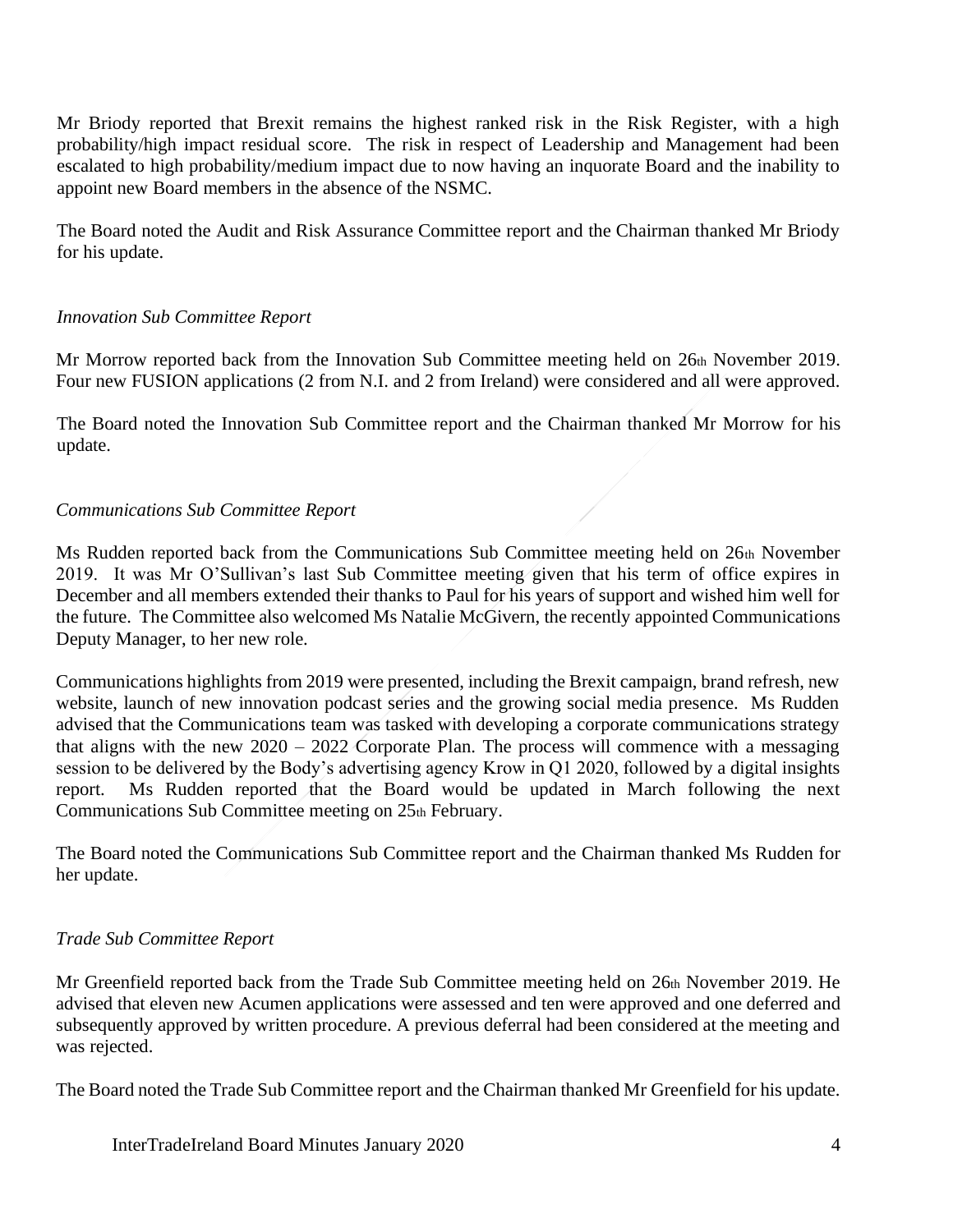Mr Briody reported that Brexit remains the highest ranked risk in the Risk Register, with a high probability/high impact residual score. The risk in respect of Leadership and Management had been escalated to high probability/medium impact due to now having an inquorate Board and the inability to appoint new Board members in the absence of the NSMC.

The Board noted the Audit and Risk Assurance Committee report and the Chairman thanked Mr Briody for his update.

*Innovation Sub Committee Report*

Mr Morrow reported back from the Innovation Sub Committee meeting held on 26th November 2019. Four new FUSION applications (2 from N.I. and 2 from Ireland) were considered and all were approved.

The Board noted the Innovation Sub Committee report and the Chairman thanked Mr Morrow for his update.

*Communications Sub Committee Report*

Ms Rudden reported back from the Communications Sub Committee meeting held on 26th November 2019. It was Mr O'Sullivan's last Sub Committee meeting given that his term of office expires in December and all members extended their thanks to Paul for his years of support and wished him well for the future. The Committee also welcomed Ms Natalie McGivern, the recently appointed Communications Deputy Manager, to her new role.

Communications highlights from 2019 were presented, including the Brexit campaign, brand refresh, new website, launch of new innovation podcast series and the growing social media presence. Ms Rudden advised that the Communications team was tasked with developing a corporate communications strategy that aligns with the new 2020 – 2022 Corporate Plan. The process will commence with a messaging session to be delivered by the Body's advertising agency Krow in Q1 2020, followed by a digital insights report. Ms Rudden reported that the Board would be updated in March following the next Communications Sub Committee meeting on 25th February.

The Board noted the Communications Sub Committee report and the Chairman thanked Ms Rudden for her update.

*Trade Sub Committee Report*

Mr Greenfield reported back from the Trade Sub Committee meeting held on 26th November 2019. He advised that eleven new Acumen applications were assessed and ten were approved and one deferred and subsequently approved by written procedure. A previous deferral had been considered at the meeting and was rejected.

The Board noted the Trade Sub Committee report and the Chairman thanked Mr Greenfield for his update.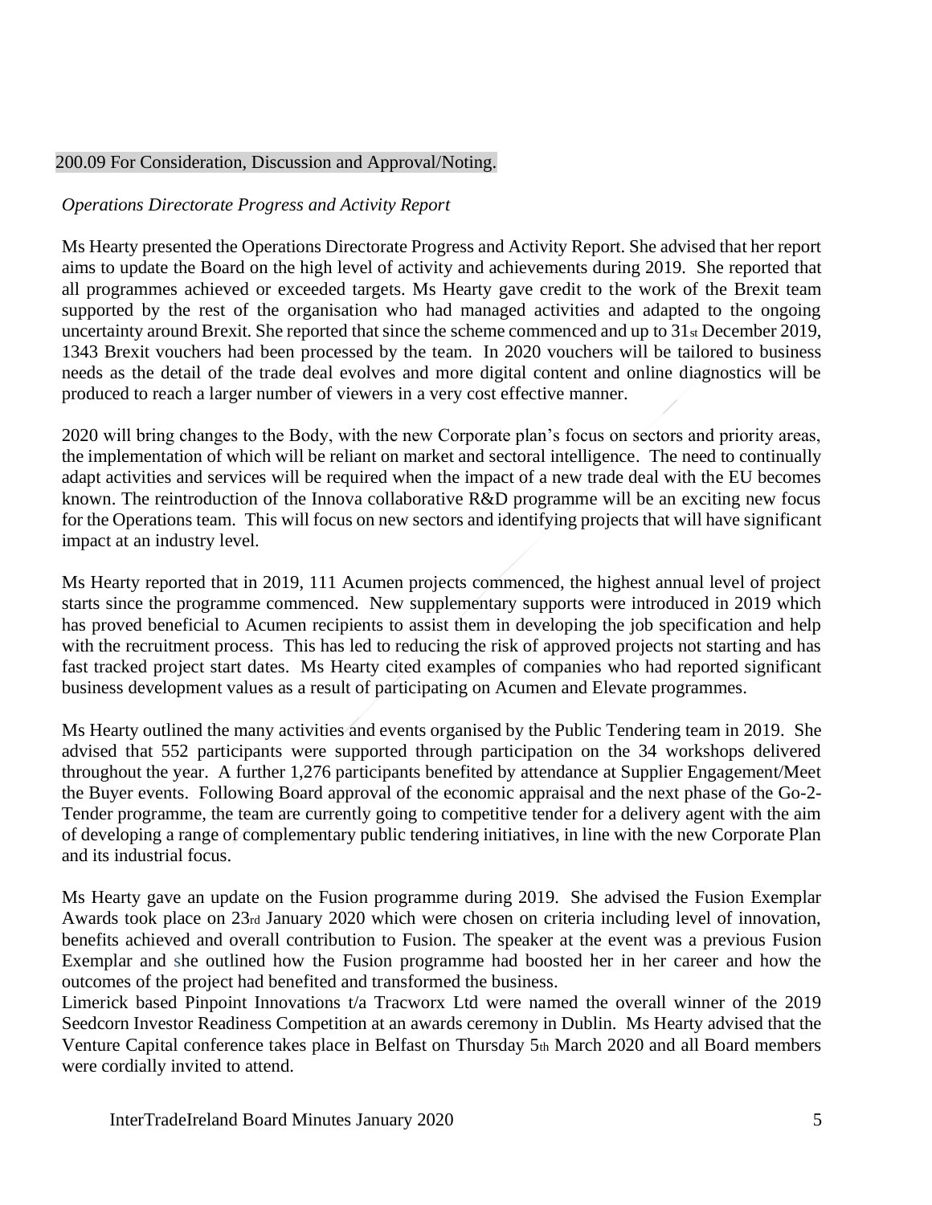200.09 For Consideration, Discussion and Approval/Noting.

*Operations Directorate Progress and Activity Report*

Ms Hearty presented the Operations Directorate Progress and Activity Report. She advised that her report aims to update the Board on the high level of activity and achievements during 2019. She reported that all programmes achieved or exceeded targets. Ms Hearty gave credit to the work of the Brexit team supported by the rest of the organisation who had managed activities and adapted to the ongoing uncertainty around Brexit. She reported that since the scheme commenced and up to 31st December 2019, 1343 Brexit vouchers had been processed by the team. In 2020 vouchers will be tailored to business needs as the detail of the trade deal evolves and more digital content and online diagnostics will be produced to reach a larger number of viewers in a very cost effective manner.

2020 will bring changes to the Body, with the new Corporate plan's focus on sectors and priority areas, the implementation of which will be reliant on market and sectoral intelligence. The need to continually adapt activities and services will be required when the impact of a new trade deal with the EU becomes known. The reintroduction of the Innova collaborative R&D programme will be an exciting new focus for the Operations team. This will focus on new sectors and identifying projects that will have significant impact at an industry level.

Ms Hearty reported that in 2019, 111 Acumen projects commenced, the highest annual level of project starts since the programme commenced. New supplementary supports were introduced in 2019 which has proved beneficial to Acumen recipients to assist them in developing the job specification and help with the recruitment process. This has led to reducing the risk of approved projects not starting and has fast tracked project start dates. Ms Hearty cited examples of companies who had reported significant business development values as a result of participating on Acumen and Elevate programmes.

Ms Hearty outlined the many activities and events organised by the Public Tendering team in 2019. She advised that 552 participants were supported through participation on the 34 workshops delivered throughout the year. A further 1,276 participants benefited by attendance at Supplier Engagement/Meet the Buyer events. Following Board approval of the economic appraisal and the next phase of the Go-2-Tender programme, the team are currently going to competitive tender for a delivery agent with the aim of developing a range of complementary public tendering initiatives, in line with the new Corporate Plan and its industrial focus.

Ms Hearty gave an update on the Fusion programme during 2019. She advised the Fusion Exemplar Awards took place on 23rd January 2020 which were chosen on criteria including level of innovation, benefits achieved and overall contribution to Fusion. The speaker at the event was a previous Fusion Exemplar and she outlined how the Fusion programme had boosted her in her career and how the outcomes of the project had benefited and transformed the business.
Limerick based Pinpoint Innovations t/a Tracworx Ltd were named the overall winner of the 2019 Seedcorn Investor Readiness Competition at an awards ceremony in Dublin. Ms Hearty advised that the Venture Capital conference takes place in Belfast on Thursday 5th March 2020 and all Board members were cordially invited to attend.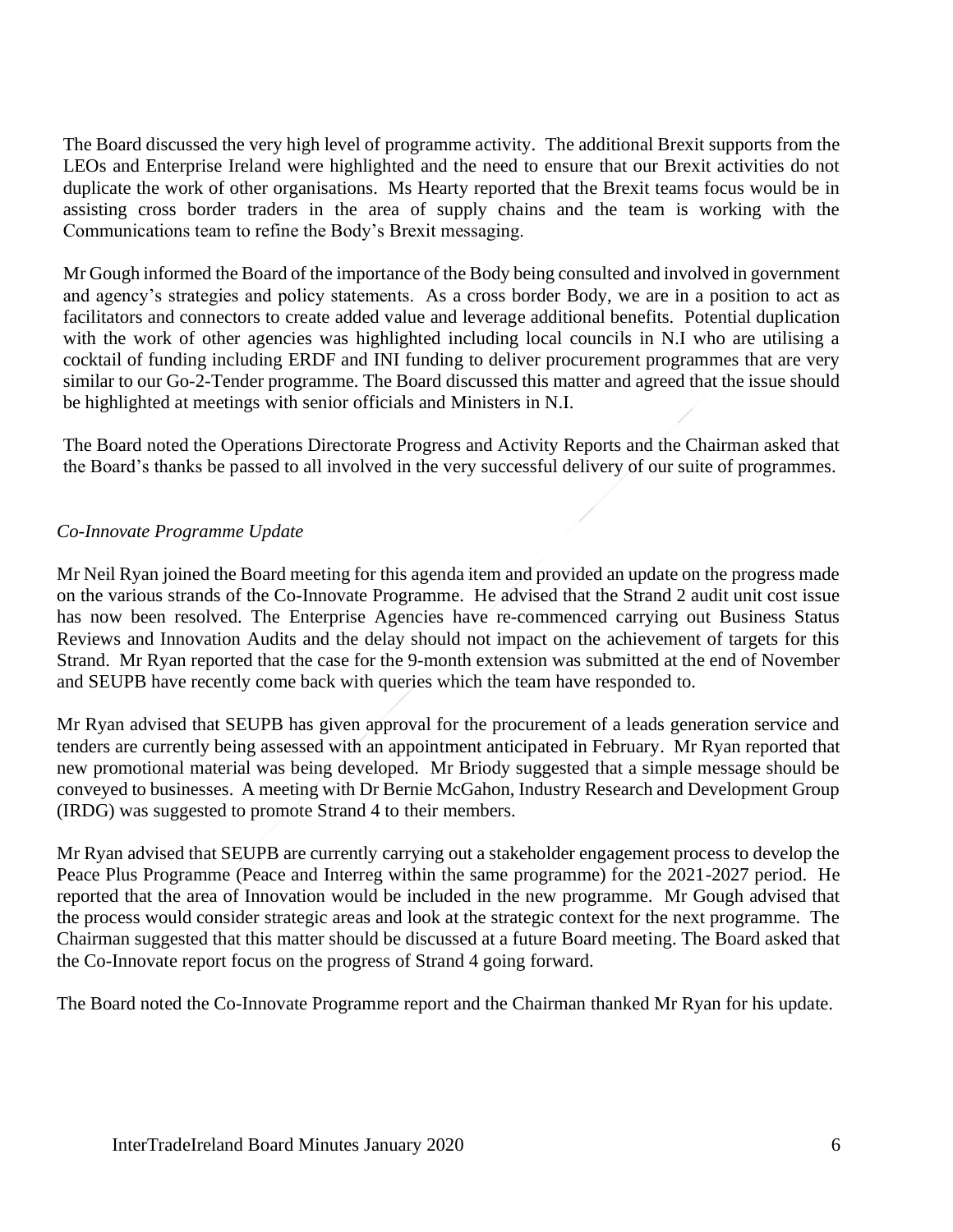The Board discussed the very high level of programme activity. The additional Brexit supports from the LEOs and Enterprise Ireland were highlighted and the need to ensure that our Brexit activities do not duplicate the work of other organisations. Ms Hearty reported that the Brexit teams focus would be in assisting cross border traders in the area of supply chains and the team is working with the Communications team to refine the Body's Brexit messaging.

Mr Gough informed the Board of the importance of the Body being consulted and involved in government and agency's strategies and policy statements. As a cross border Body, we are in a position to act as facilitators and connectors to create added value and leverage additional benefits. Potential duplication with the work of other agencies was highlighted including local councils in N.I who are utilising a cocktail of funding including ERDF and INI funding to deliver procurement programmes that are very similar to our Go-2-Tender programme. The Board discussed this matter and agreed that the issue should be highlighted at meetings with senior officials and Ministers in N.I.

The Board noted the Operations Directorate Progress and Activity Reports and the Chairman asked that the Board's thanks be passed to all involved in the very successful delivery of our suite of programmes.

*Co-Innovate Programme Update*

Mr Neil Ryan joined the Board meeting for this agenda item and provided an update on the progress made on the various strands of the Co-Innovate Programme. He advised that the Strand 2 audit unit cost issue has now been resolved. The Enterprise Agencies have re-commenced carrying out Business Status Reviews and Innovation Audits and the delay should not impact on the achievement of targets for this Strand. Mr Ryan reported that the case for the 9-month extension was submitted at the end of November and SEUPB have recently come back with queries which the team have responded to.

Mr Ryan advised that SEUPB has given approval for the procurement of a leads generation service and tenders are currently being assessed with an appointment anticipated in February. Mr Ryan reported that new promotional material was being developed. Mr Briody suggested that a simple message should be conveyed to businesses. A meeting with Dr Bernie McGahon, Industry Research and Development Group (IRDG) was suggested to promote Strand 4 to their members.

Mr Ryan advised that SEUPB are currently carrying out a stakeholder engagement process to develop the Peace Plus Programme (Peace and Interreg within the same programme) for the 2021-2027 period. He reported that the area of Innovation would be included in the new programme. Mr Gough advised that the process would consider strategic areas and look at the strategic context for the next programme. The Chairman suggested that this matter should be discussed at a future Board meeting. The Board asked that the Co-Innovate report focus on the progress of Strand 4 going forward.

The Board noted the Co-Innovate Programme report and the Chairman thanked Mr Ryan for his update.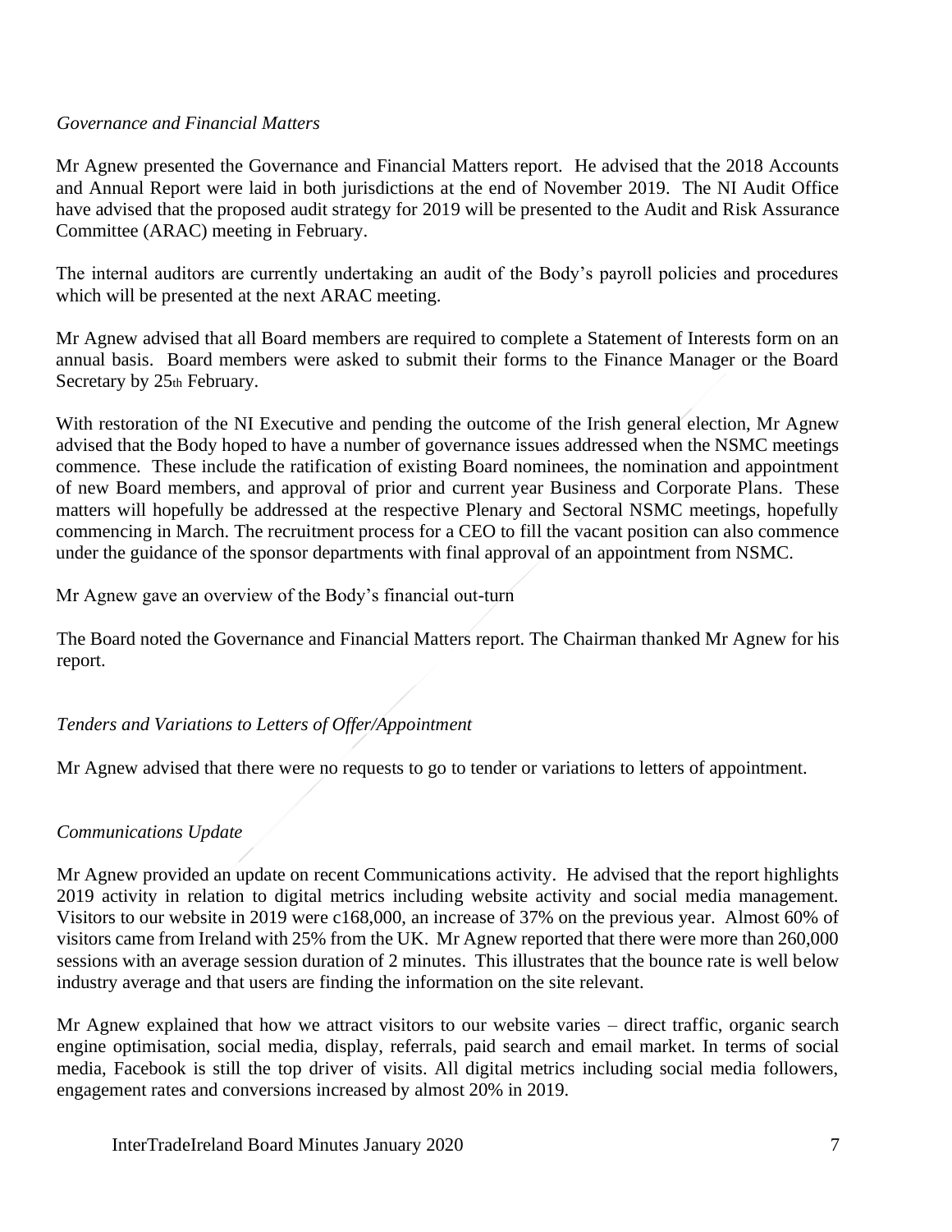*Governance and Financial Matters*

Mr Agnew presented the Governance and Financial Matters report. He advised that the 2018 Accounts and Annual Report were laid in both jurisdictions at the end of November 2019. The NI Audit Office have advised that the proposed audit strategy for 2019 will be presented to the Audit and Risk Assurance Committee (ARAC) meeting in February.

The internal auditors are currently undertaking an audit of the Body's payroll policies and procedures which will be presented at the next ARAC meeting.

Mr Agnew advised that all Board members are required to complete a Statement of Interests form on an annual basis. Board members were asked to submit their forms to the Finance Manager or the Board Secretary by 25th February.

With restoration of the NI Executive and pending the outcome of the Irish general election, Mr Agnew advised that the Body hoped to have a number of governance issues addressed when the NSMC meetings commence. These include the ratification of existing Board nominees, the nomination and appointment of new Board members, and approval of prior and current year Business and Corporate Plans. These matters will hopefully be addressed at the respective Plenary and Sectoral NSMC meetings, hopefully commencing in March. The recruitment process for a CEO to fill the vacant position can also commence under the guidance of the sponsor departments with final approval of an appointment from NSMC.

Mr Agnew gave an overview of the Body's financial out-turn

The Board noted the Governance and Financial Matters report. The Chairman thanked Mr Agnew for his report.

*Tenders and Variations to Letters of Offer/Appointment*

Mr Agnew advised that there were no requests to go to tender or variations to letters of appointment.

*Communications Update*

Mr Agnew provided an update on recent Communications activity. He advised that the report highlights 2019 activity in relation to digital metrics including website activity and social media management. Visitors to our website in 2019 were c168,000, an increase of 37% on the previous year. Almost 60% of visitors came from Ireland with 25% from the UK. Mr Agnew reported that there were more than 260,000 sessions with an average session duration of 2 minutes. This illustrates that the bounce rate is well below industry average and that users are finding the information on the site relevant.

Mr Agnew explained that how we attract visitors to our website varies – direct traffic, organic search engine optimisation, social media, display, referrals, paid search and email market. In terms of social media, Facebook is still the top driver of visits. All digital metrics including social media followers, engagement rates and conversions increased by almost 20% in 2019.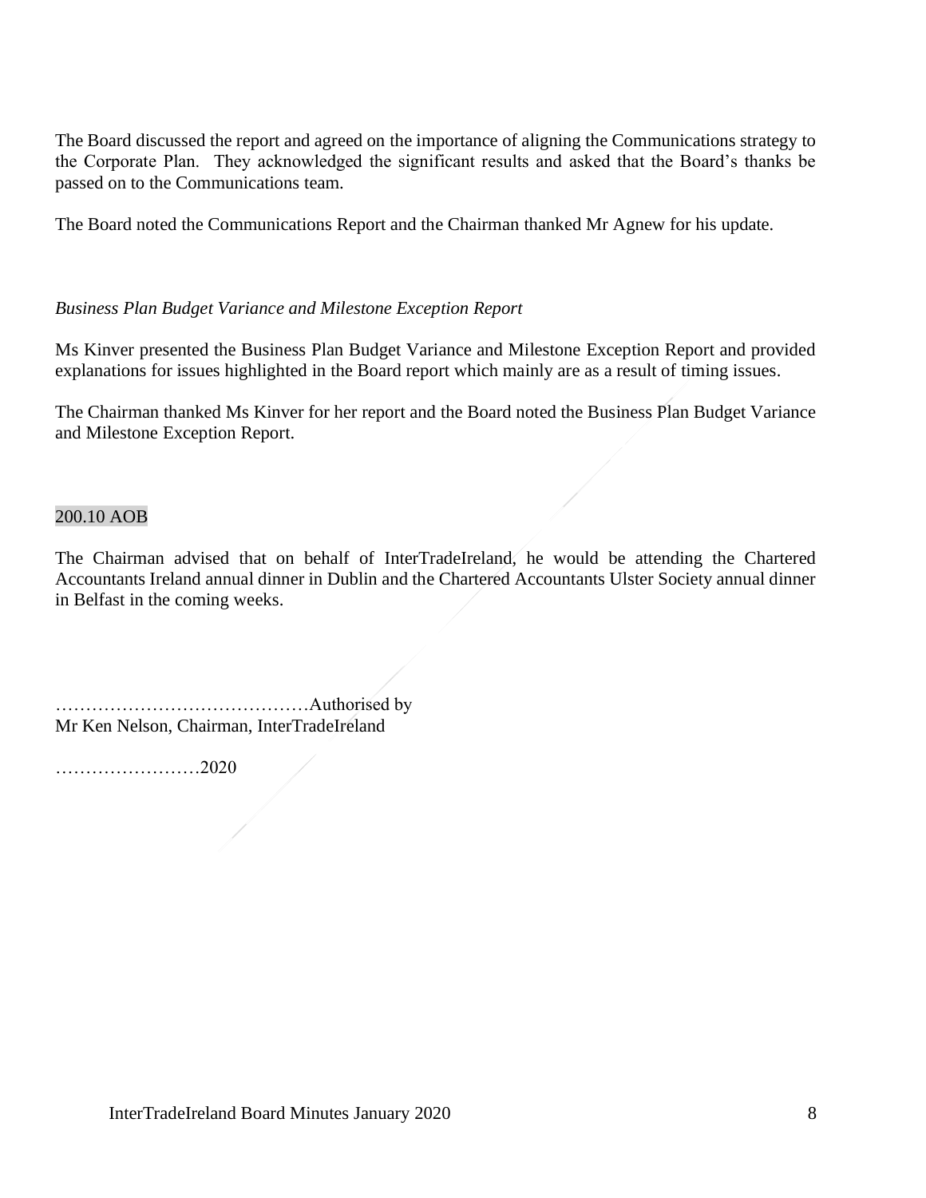The Board discussed the report and agreed on the importance of aligning the Communications strategy to the Corporate Plan. They acknowledged the significant results and asked that the Board's thanks be passed on to the Communications team.

The Board noted the Communications Report and the Chairman thanked Mr Agnew for his update.

*Business Plan Budget Variance and Milestone Exception Report*

Ms Kinver presented the Business Plan Budget Variance and Milestone Exception Report and provided explanations for issues highlighted in the Board report which mainly are as a result of timing issues.

The Chairman thanked Ms Kinver for her report and the Board noted the Business Plan Budget Variance and Milestone Exception Report.

200.10 AOB

The Chairman advised that on behalf of InterTradeIreland, he would be attending the Chartered Accountants Ireland annual dinner in Dublin and the Chartered Accountants Ulster Society annual dinner in Belfast in the coming weeks.

……………………………………Authorised by
Mr Ken Nelson, Chairman, InterTradeIreland

……………………2020